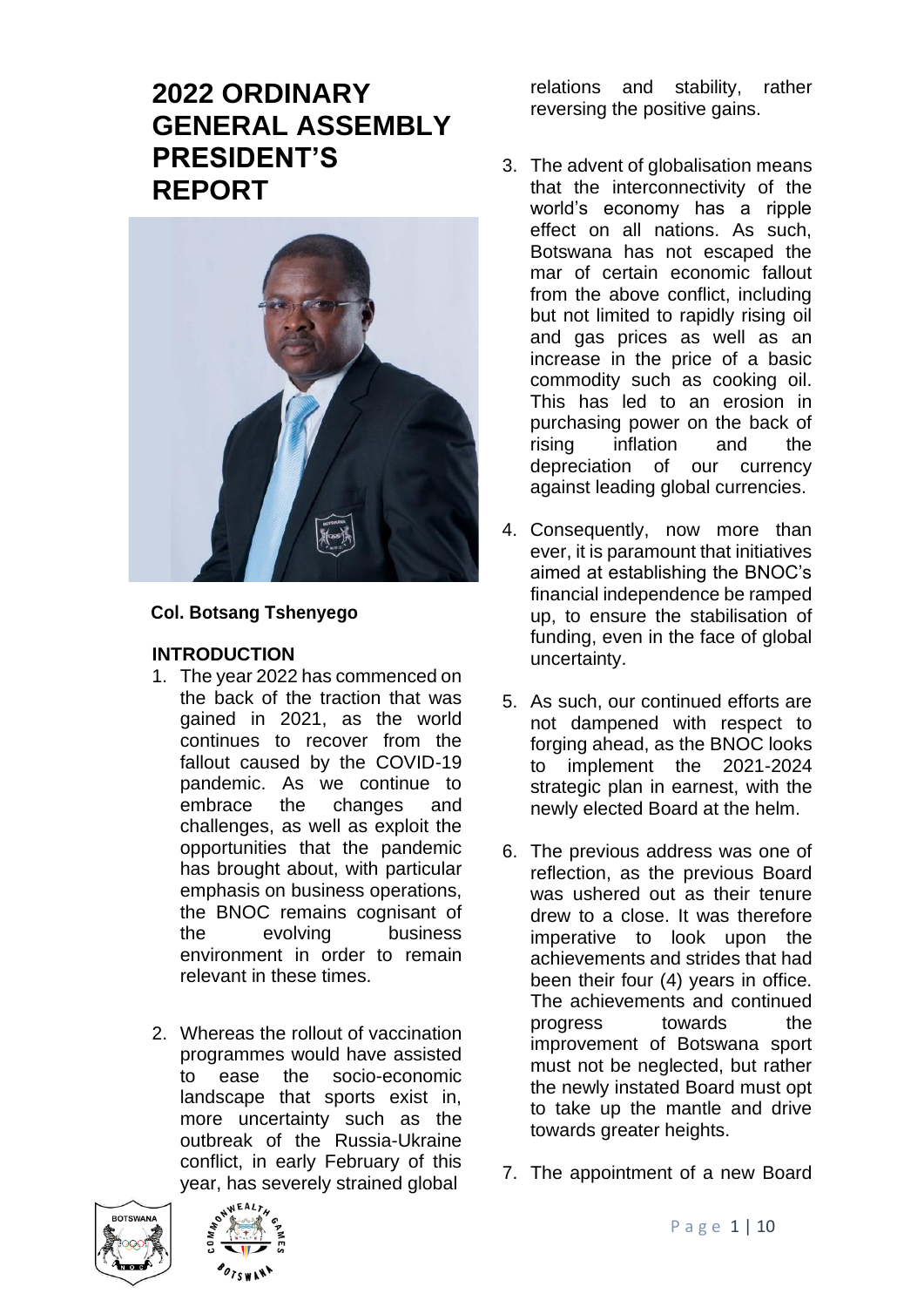# 2022 ORDINARY GENERAL ASSEMBLY PRESIDENT'S REPORT

**Col. Botsang Tshenyego**

## INTRODUCTION

1. The year 2022 has commenced on the back of the traction that was gained in 2021, as the world continues to recover from the fallout caused by the COVID-19 pandemic. As we continue to embrace the changes and challenges, as well as exploit the opportunities that the pandemic has brought about, with particular emphasis on business operations, the BNOC remains cognisant of the evolving business environment in order to remain relevant in these times.

2. Whereas the rollout of vaccination programmes would have assisted to ease the socio-economic landscape that sports exist in, more uncertainty such as the outbreak of the Russia-Ukraine conflict, in early February of this year, has severely strained global relations and stability, rather reversing the positive gains.

3. The advent of globalisation means that the interconnectivity of the world's economy has a ripple effect on all nations. As such, Botswana has not escaped the mar of certain economic fallout from the above conflict, including but not limited to rapidly rising oil and gas prices as well as an increase in the price of a basic commodity such as cooking oil. This has led to an erosion in purchasing power on the back of rising inflation and the depreciation of our currency against leading global currencies.

4. Consequently, now more than ever, it is paramount that initiatives aimed at establishing the BNOC's financial independence be ramped up, to ensure the stabilisation of funding, even in the face of global uncertainty.

5. As such, our continued efforts are not dampened with respect to forging ahead, as the BNOC looks to implement the 2021-2024 strategic plan in earnest, with the newly elected Board at the helm.

6. The previous address was one of reflection, as the previous Board was ushered out as their tenure drew to a close. It was therefore imperative to look upon the achievements and strides that had been their four (4) years in office. The achievements and continued progress towards the improvement of Botswana sport must not be neglected, but rather the newly instated Board must opt to take up the mantle and drive towards greater heights.

7. The appointment of a new Board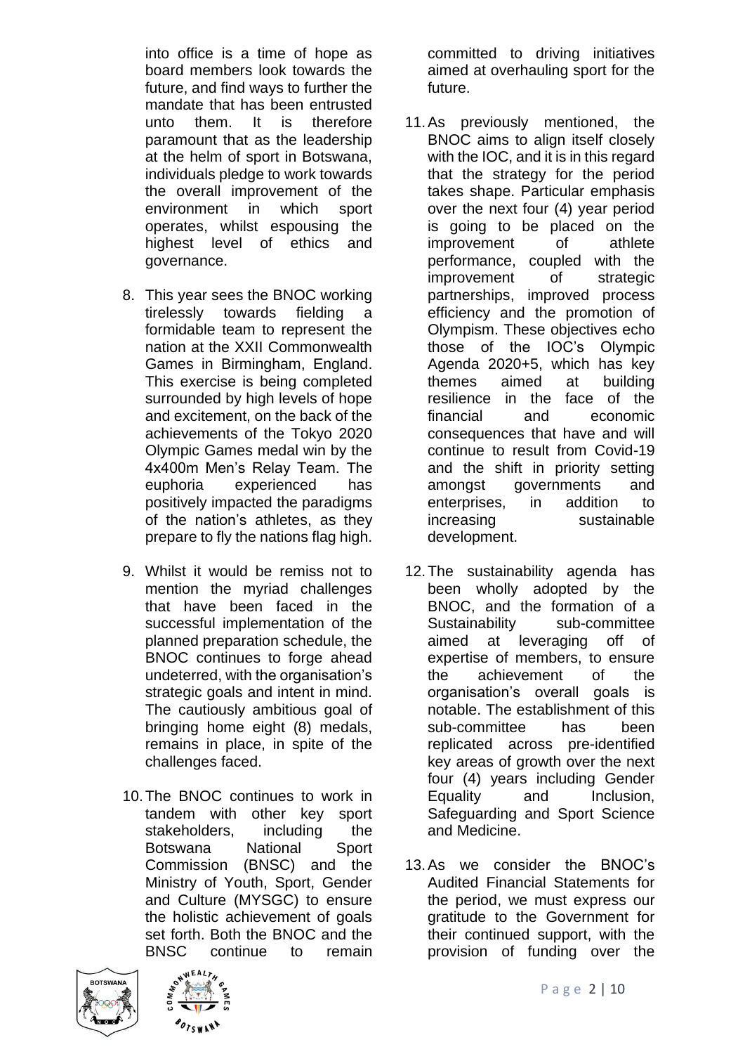into office is a time of hope as board members look towards the future, and find ways to further the mandate that has been entrusted unto them. It is therefore paramount that as the leadership at the helm of sport in Botswana, individuals pledge to work towards the overall improvement of the environment in which sport operates, whilst espousing the highest level of ethics and governance.

8. This year sees the BNOC working tirelessly towards fielding a formidable team to represent the nation at the XXII Commonwealth Games in Birmingham, England. This exercise is being completed surrounded by high levels of hope and excitement, on the back of the achievements of the Tokyo 2020 Olympic Games medal win by the 4x400m Men's Relay Team. The euphoria experienced has positively impacted the paradigms of the nation's athletes, as they prepare to fly the nations flag high.

9. Whilst it would be remiss not to mention the myriad challenges that have been faced in the successful implementation of the planned preparation schedule, the BNOC continues to forge ahead undeterred, with the organisation's strategic goals and intent in mind. The cautiously ambitious goal of bringing home eight (8) medals, remains in place, in spite of the challenges faced.

10. The BNOC continues to work in tandem with other key sport stakeholders, including the Botswana National Sport Commission (BNSC) and the Ministry of Youth, Sport, Gender and Culture (MYSGC) to ensure the holistic achievement of goals set forth. Both the BNOC and the BNSC continue to remain committed to driving initiatives aimed at overhauling sport for the future.

11. As previously mentioned, the BNOC aims to align itself closely with the IOC, and it is in this regard that the strategy for the period takes shape. Particular emphasis over the next four (4) year period is going to be placed on the improvement of athlete performance, coupled with the improvement of strategic partnerships, improved process efficiency and the promotion of Olympism. These objectives echo those of the IOC's Olympic Agenda 2020+5, which has key themes aimed at building resilience in the face of the financial and economic consequences that have and will continue to result from Covid-19 and the shift in priority setting amongst governments and enterprises, in addition to increasing sustainable development.

12. The sustainability agenda has been wholly adopted by the BNOC, and the formation of a Sustainability sub-committee aimed at leveraging off of expertise of members, to ensure the achievement of the organisation's overall goals is notable. The establishment of this sub-committee has been replicated across pre-identified key areas of growth over the next four (4) years including Gender Equality and Inclusion, Safeguarding and Sport Science and Medicine.

13. As we consider the BNOC's Audited Financial Statements for the period, we must express our gratitude to the Government for their continued support, with the provision of funding over the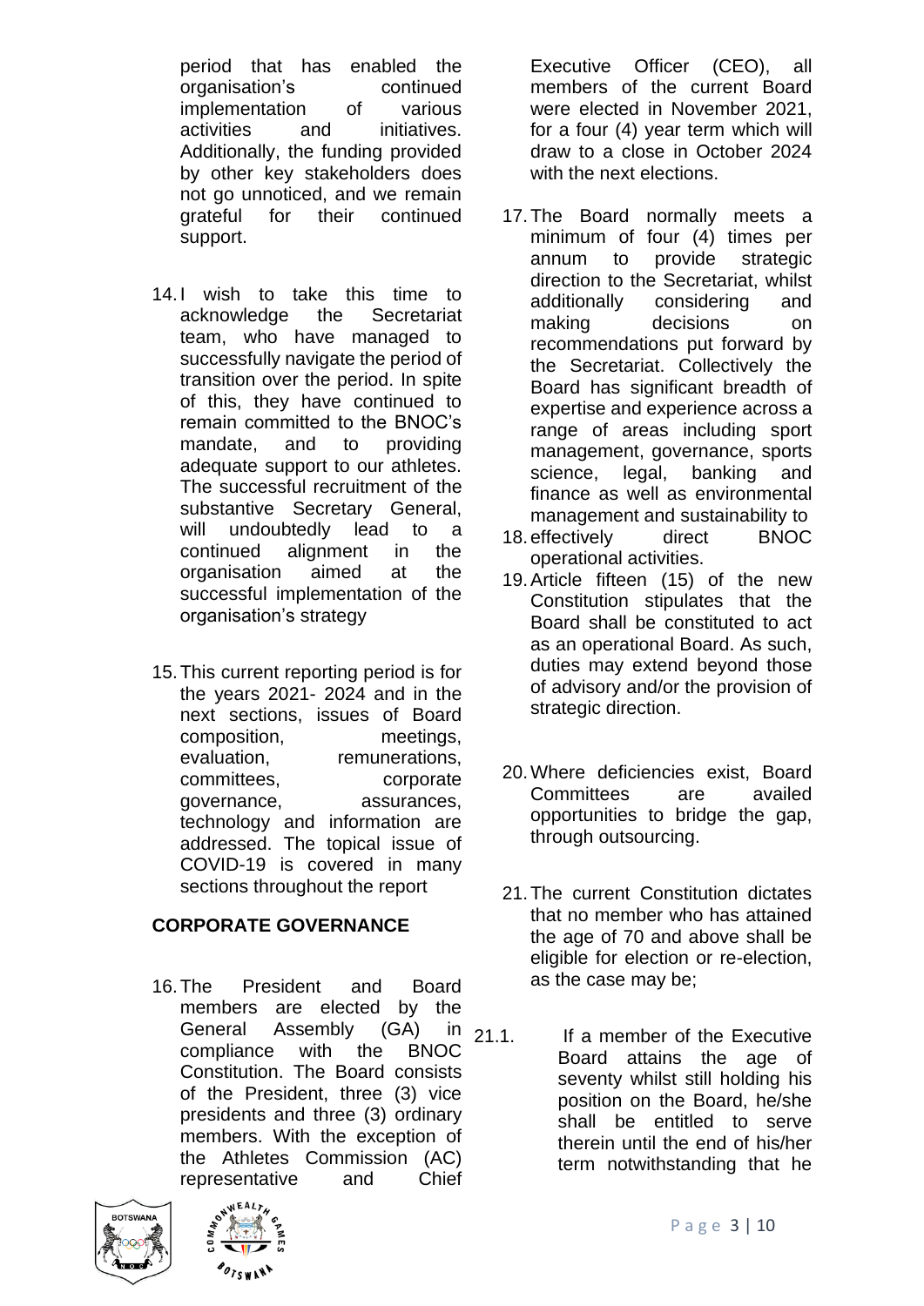period that has enabled the organisation's continued implementation of various activities and initiatives. Additionally, the funding provided by other key stakeholders does not go unnoticed, and we remain grateful for their continued support.

14. I wish to take this time to acknowledge the Secretariat team, who have managed to successfully navigate the period of transition over the period. In spite of this, they have continued to remain committed to the BNOC's mandate, and to providing adequate support to our athletes. The successful recruitment of the substantive Secretary General, will undoubtedly lead to a continued alignment in the organisation aimed at the successful implementation of the organisation's strategy

15. This current reporting period is for the years 2021- 2024 and in the next sections, issues of Board composition, meetings, evaluation, remunerations, committees, corporate governance, assurances, technology and information are addressed. The topical issue of COVID-19 is covered in many sections throughout the report

## CORPORATE GOVERNANCE

16. The President and Board members are elected by the General Assembly (GA) in compliance with the BNOC Constitution. The Board consists of the President, three (3) vice presidents and three (3) ordinary members. With the exception of the Athletes Commission (AC) representative and Chief Executive Officer (CEO), all members of the current Board were elected in November 2021, for a four (4) year term which will draw to a close in October 2024 with the next elections.

17. The Board normally meets a minimum of four (4) times per annum to provide strategic direction to the Secretariat, whilst additionally considering and making decisions on recommendations put forward by the Secretariat. Collectively the Board has significant breadth of expertise and experience across a range of areas including sport management, governance, sports science, legal, banking and finance as well as environmental management and sustainability to

18. effectively direct BNOC operational activities.

19. Article fifteen (15) of the new Constitution stipulates that the Board shall be constituted to act as an operational Board. As such, duties may extend beyond those of advisory and/or the provision of strategic direction.

20. Where deficiencies exist, Board Committees are availed opportunities to bridge the gap, through outsourcing.

21. The current Constitution dictates that no member who has attained the age of 70 and above shall be eligible for election or re-election, as the case may be;

21.1. If a member of the Executive Board attains the age of seventy whilst still holding his position on the Board, he/she shall be entitled to serve therein until the end of his/her term notwithstanding that he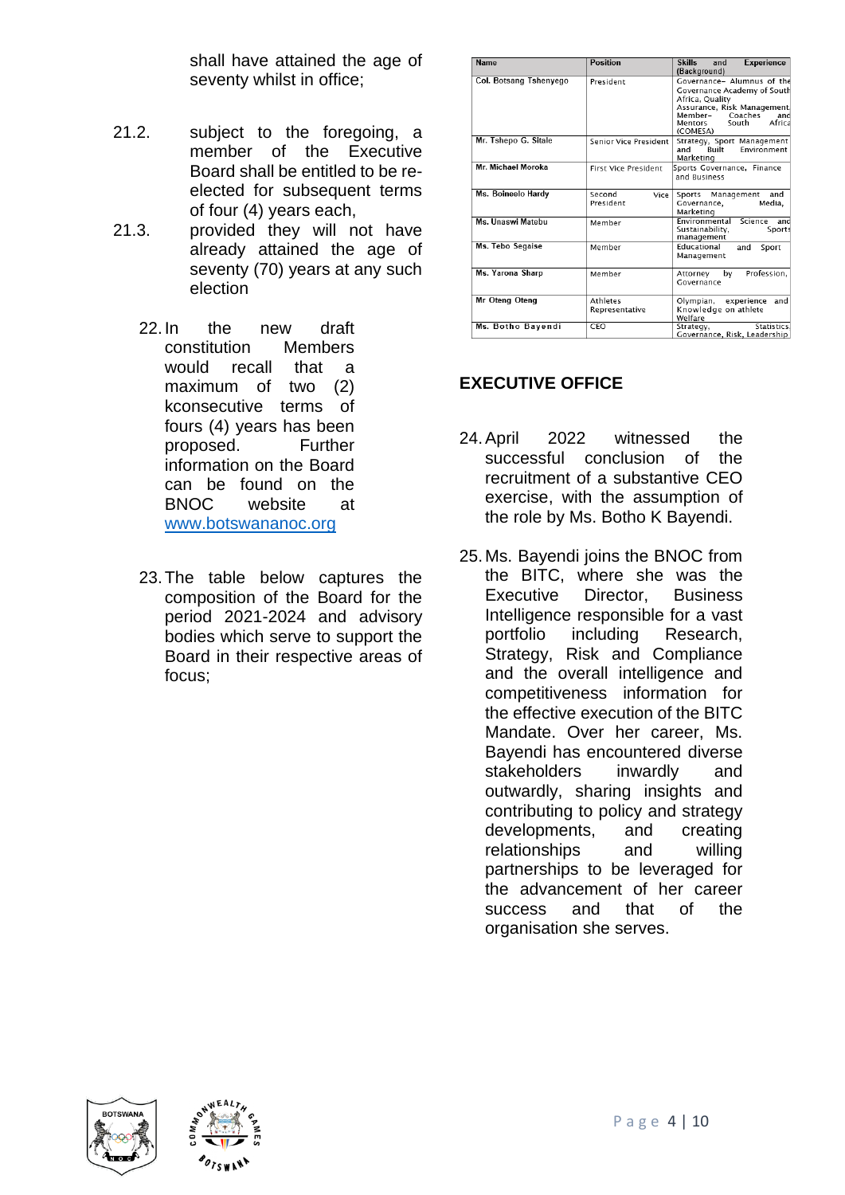shall have attained the age of seventy whilst in office;

21.2. subject to the foregoing, a member of the Executive Board shall be entitled to be re-elected for subsequent terms of four (4) years each,

21.3. provided they will not have already attained the age of seventy (70) years at any such election

22. In the new draft constitution Members would recall that a maximum of two (2) kconsecutive terms of fours (4) years has been proposed. Further information on the Board can be found on the BNOC website at [www.botswananoc.org](http://www.botswananoc.org)

23. The table below captures the composition of the Board for the period 2021-2024 and advisory bodies which serve to support the Board in their respective areas of focus;

| Name | Position | Skills and Experience (Background) |
|---|---|---|
| Col. Botsang Tshenyego | President | Governance– Alumnus of the Governance Academy of South Africa, Quality Assurance, Risk Management, Member– Coaches and Mentors South Africa (COMESA) |
| Mr. Tshepo G. Sitale | Senior Vice President | Strategy, Sport Management and Built Environment Marketing |
| Mr. Michael Moroka | First Vice President | Sports Governance, Finance and Business |
| Ms. Boineelo Hardy | Second Vice President | Sports Management and Governance, Media, Marketing |
| Ms. Unaswi Matobu | Member | Environmental Science and Sustainability, Sports management |
| Ms. Tebo Segaise | Member | Educational and Sport Management |
| Ms. Yarona Sharp | Member | Attorney by Profession, Governance |
| Mr Oteng Oteng | Athletes Representative | Olympian, experience and Knowledge on athlete Welfare |
| Ms. Botho Bayendi | CEO | Strategy, Statistics, Governance, Risk, Leadership |

## EXECUTIVE OFFICE

24. April 2022 witnessed the successful conclusion of the recruitment of a substantive CEO exercise, with the assumption of the role by Ms. Botho K Bayendi.

25. Ms. Bayendi joins the BNOC from the BITC, where she was the Executive Director, Business Intelligence responsible for a vast portfolio including Research, Strategy, Risk and Compliance and the overall intelligence and competitiveness information for the effective execution of the BITC Mandate. Over her career, Ms. Bayendi has encountered diverse stakeholders inwardly and outwardly, sharing insights and contributing to policy and strategy developments, and creating relationships and willing partnerships to be leveraged for the advancement of her career success and that of the organisation she serves.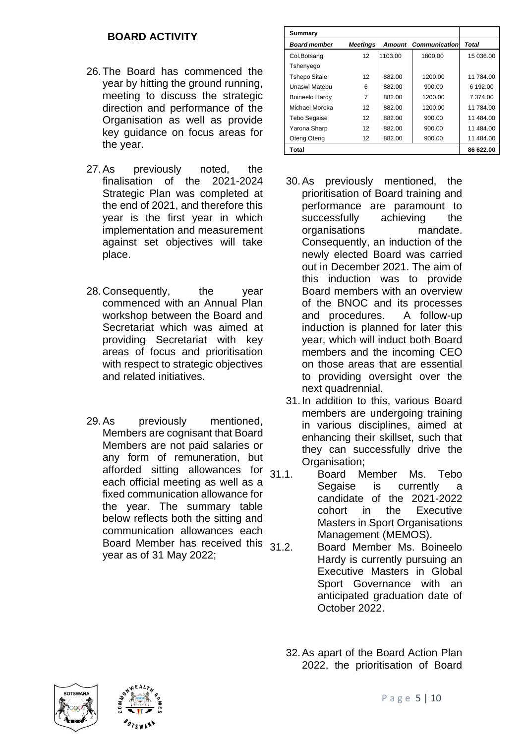## BOARD ACTIVITY

26. The Board has commenced the year by hitting the ground running, meeting to discuss the strategic direction and performance of the Organisation as well as provide key guidance on focus areas for the year.

27. As previously noted, the finalisation of the 2021-2024 Strategic Plan was completed at the end of 2021, and therefore this year is the first year in which implementation and measurement against set objectives will take place.

28. Consequently, the year commenced with an Annual Plan workshop between the Board and Secretariat which was aimed at providing Secretariat with key areas of focus and prioritisation with respect to strategic objectives and related initiatives.

29. As previously mentioned, Members are cognisant that Board Members are not paid salaries or any form of remuneration, but afforded sitting allowances for each official meeting as well as a fixed communication allowance for the year. The summary table below reflects both the sitting and communication allowances each Board Member has received this year as of 31 May 2022;

| Summary | | | | |
|---|---|---|---|---|
| ***Board member*** | ***Meetings*** | ***Amount*** | ***Communication*** | ***Total*** |
| Col.Botsang Tshenyego | 12 | 1103.00 | 1800.00 | 15 036.00 |
| Tshepo Sitale | 12 | 882.00 | 1200.00 | 11 784.00 |
| Unaswi Matebu | 6 | 882.00 | 900.00 | 6 192.00 |
| Boineelo Hardy | 7 | 882.00 | 1200.00 | 7 374.00 |
| Michael Moroka | 12 | 882.00 | 1200.00 | 11 784.00 |
| Tebo Segaise | 12 | 882.00 | 900.00 | 11 484.00 |
| Yarona Sharp | 12 | 882.00 | 900.00 | 11 484.00 |
| Oteng Oteng | 12 | 882.00 | 900.00 | 11 484.00 |
| **Total** | | | | **86 622.00** |

30. As previously mentioned, the prioritisation of Board training and performance are paramount to successfully achieving the organisations mandate. Consequently, an induction of the newly elected Board was carried out in December 2021. The aim of this induction was to provide Board members with an overview of the BNOC and its processes and procedures. A follow-up induction is planned for later this year, which will induct both Board members and the incoming CEO on those areas that are essential to providing oversight over the next quadrennial.

31. In addition to this, various Board members are undergoing training in various disciplines, aimed at enhancing their skillset, such that they can successfully drive the Organisation;

31.1. Board Member Ms. Tebo Segaise is currently a candidate of the 2021-2022 cohort in the Executive Masters in Sport Organisations Management (MEMOS).

31.2. Board Member Ms. Boineelo Hardy is currently pursuing an Executive Masters in Global Sport Governance with an anticipated graduation date of October 2022.

32. As apart of the Board Action Plan 2022, the prioritisation of Board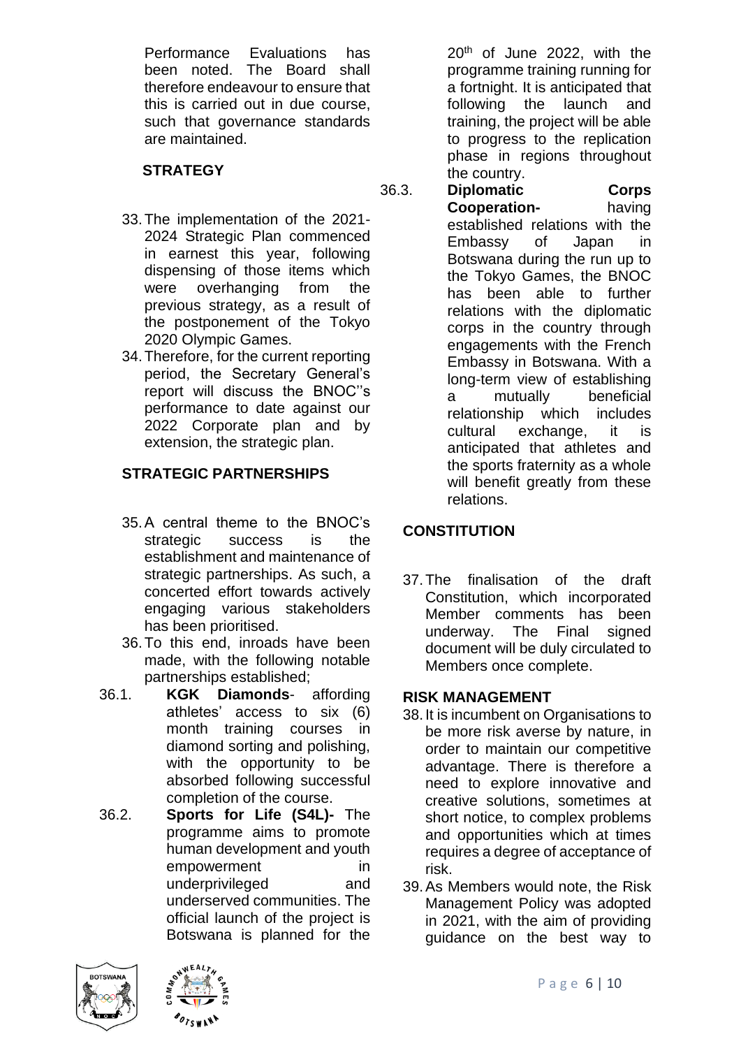Performance Evaluations has been noted. The Board shall therefore endeavour to ensure that this is carried out in due course, such that governance standards are maintained.

## STRATEGY

33. The implementation of the 2021-2024 Strategic Plan commenced in earnest this year, following dispensing of those items which were overhanging from the previous strategy, as a result of the postponement of the Tokyo 2020 Olympic Games.
34. Therefore, for the current reporting period, the Secretary General's report will discuss the BNOC''s performance to date against our 2022 Corporate plan and by extension, the strategic plan.

## STRATEGIC PARTNERSHIPS

35. A central theme to the BNOC's strategic success is the establishment and maintenance of strategic partnerships. As such, a concerted effort towards actively engaging various stakeholders has been prioritised.
36. To this end, inroads have been made, with the following notable partnerships established;

36.1. **KGK Diamonds**- affording athletes' access to six (6) month training courses in diamond sorting and polishing, with the opportunity to be absorbed following successful completion of the course.

36.2. **Sports for Life (S4L)-** The programme aims to promote human development and youth empowerment in underprivileged and underserved communities. The official launch of the project is Botswana is planned for the 20th of June 2022, with the programme training running for a fortnight. It is anticipated that following the launch and training, the project will be able to progress to the replication phase in regions throughout the country.

36.3. **Diplomatic Corps Cooperation-** having established relations with the Embassy of Japan in Botswana during the run up to the Tokyo Games, the BNOC has been able to further relations with the diplomatic corps in the country through engagements with the French Embassy in Botswana. With a long-term view of establishing a mutually beneficial relationship which includes cultural exchange, it is anticipated that athletes and the sports fraternity as a whole will benefit greatly from these relations.

## CONSTITUTION

37. The finalisation of the draft Constitution, which incorporated Member comments has been underway. The Final signed document will be duly circulated to Members once complete.

## RISK MANAGEMENT

38. It is incumbent on Organisations to be more risk averse by nature, in order to maintain our competitive advantage. There is therefore a need to explore innovative and creative solutions, sometimes at short notice, to complex problems and opportunities which at times requires a degree of acceptance of risk.
39. As Members would note, the Risk Management Policy was adopted in 2021, with the aim of providing guidance on the best way to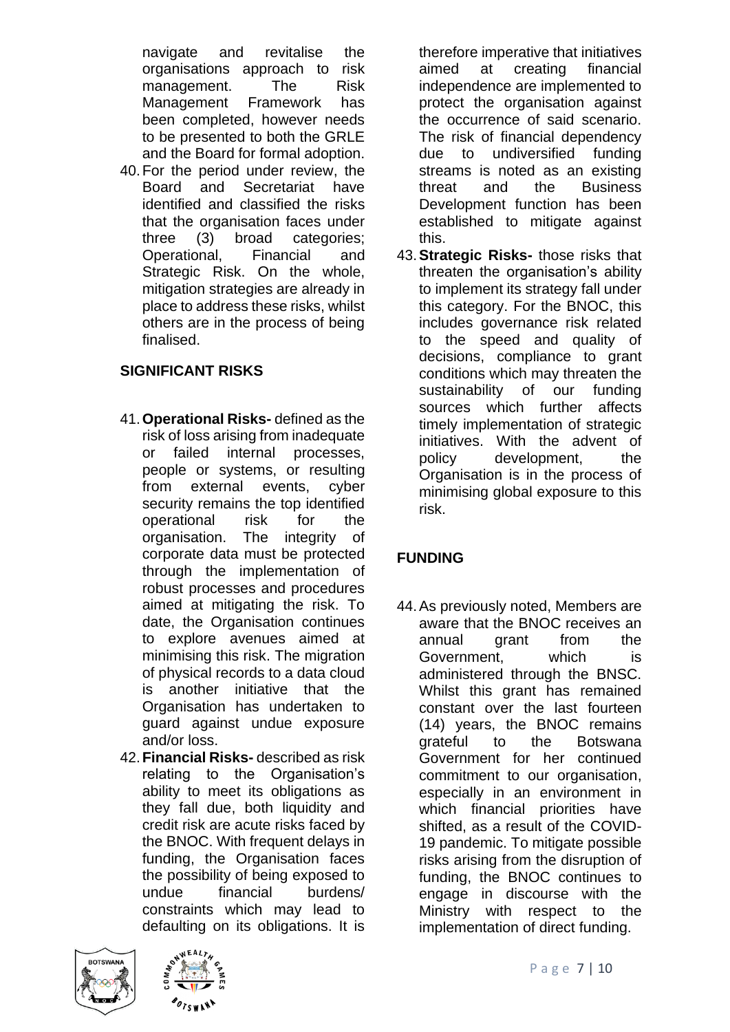navigate and revitalise the organisations approach to risk management. The Risk Management Framework has been completed, however needs to be presented to both the GRLE and the Board for formal adoption.

40. For the period under review, the Board and Secretariat have identified and classified the risks that the organisation faces under three (3) broad categories; Operational, Financial and Strategic Risk. On the whole, mitigation strategies are already in place to address these risks, whilst others are in the process of being finalised.

## SIGNIFICANT RISKS

41. **Operational Risks-** defined as the risk of loss arising from inadequate or failed internal processes, people or systems, or resulting from external events, cyber security remains the top identified operational risk for the organisation. The integrity of corporate data must be protected through the implementation of robust processes and procedures aimed at mitigating the risk. To date, the Organisation continues to explore avenues aimed at minimising this risk. The migration of physical records to a data cloud is another initiative that the Organisation has undertaken to guard against undue exposure and/or loss.

42. **Financial Risks-** described as risk relating to the Organisation's ability to meet its obligations as they fall due, both liquidity and credit risk are acute risks faced by the BNOC. With frequent delays in funding, the Organisation faces the possibility of being exposed to undue financial burdens/ constraints which may lead to defaulting on its obligations. It is therefore imperative that initiatives aimed at creating financial independence are implemented to protect the organisation against the occurrence of said scenario. The risk of financial dependency due to undiversified funding streams is noted as an existing threat and the Business Development function has been established to mitigate against this.

43. **Strategic Risks-** those risks that threaten the organisation's ability to implement its strategy fall under this category. For the BNOC, this includes governance risk related to the speed and quality of decisions, compliance to grant conditions which may threaten the sustainability of our funding sources which further affects timely implementation of strategic initiatives. With the advent of policy development, the Organisation is in the process of minimising global exposure to this risk.

## FUNDING

44. As previously noted, Members are aware that the BNOC receives an annual grant from the Government, which is administered through the BNSC. Whilst this grant has remained constant over the last fourteen (14) years, the BNOC remains grateful to the Botswana Government for her continued commitment to our organisation, especially in an environment in which financial priorities have shifted, as a result of the COVID-19 pandemic. To mitigate possible risks arising from the disruption of funding, the BNOC continues to engage in discourse with the Ministry with respect to the implementation of direct funding.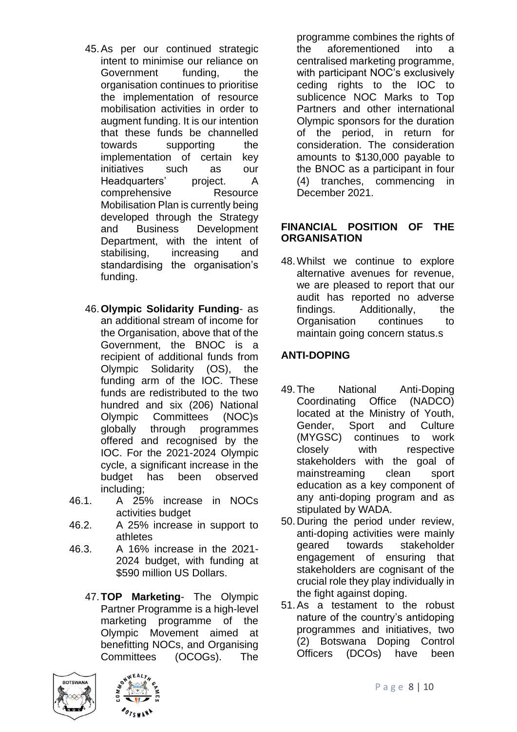45. As per our continued strategic intent to minimise our reliance on Government funding, the organisation continues to prioritise the implementation of resource mobilisation activities in order to augment funding. It is our intention that these funds be channelled towards supporting the implementation of certain key initiatives such as our Headquarters' project. A comprehensive Resource Mobilisation Plan is currently being developed through the Strategy and Business Development Department, with the intent of stabilising, increasing and standardising the organisation's funding.

46. **Olympic Solidarity Funding**- as an additional stream of income for the Organisation, above that of the Government, the BNOC is a recipient of additional funds from Olympic Solidarity (OS), the funding arm of the IOC. These funds are redistributed to the two hundred and six (206) National Olympic Committees (NOC)s globally through programmes offered and recognised by the IOC. For the 2021-2024 Olympic cycle, a significant increase in the budget has been observed including;

46.1. A 25% increase in NOCs activities budget

46.2. A 25% increase in support to athletes

46.3. A 16% increase in the 2021-2024 budget, with funding at $590 million US Dollars.

47. **TOP Marketing**- The Olympic Partner Programme is a high-level marketing programme of the Olympic Movement aimed at benefitting NOCs, and Organising Committees (OCOGs). The programme combines the rights of the aforementioned into a centralised marketing programme, with participant NOC's exclusively ceding rights to the IOC to sublicence NOC Marks to Top Partners and other international Olympic sponsors for the duration of the period, in return for consideration. The consideration amounts to $130,000 payable to the BNOC as a participant in four (4) tranches, commencing in December 2021.

## FINANCIAL POSITION OF THE ORGANISATION

48. Whilst we continue to explore alternative avenues for revenue, we are pleased to report that our audit has reported no adverse findings. Additionally, the Organisation continues to maintain going concern status.s

## ANTI-DOPING

49. The National Anti-Doping Coordinating Office (NADCO) located at the Ministry of Youth, Gender, Sport and Culture (MYGSC) continues to work closely with respective stakeholders with the goal of mainstreaming clean sport education as a key component of any anti-doping program and as stipulated by WADA.

50. During the period under review, anti-doping activities were mainly geared towards stakeholder engagement of ensuring that stakeholders are cognisant of the crucial role they play individually in the fight against doping.

51. As a testament to the robust nature of the country's antidoping programmes and initiatives, two (2) Botswana Doping Control Officers (DCOs) have been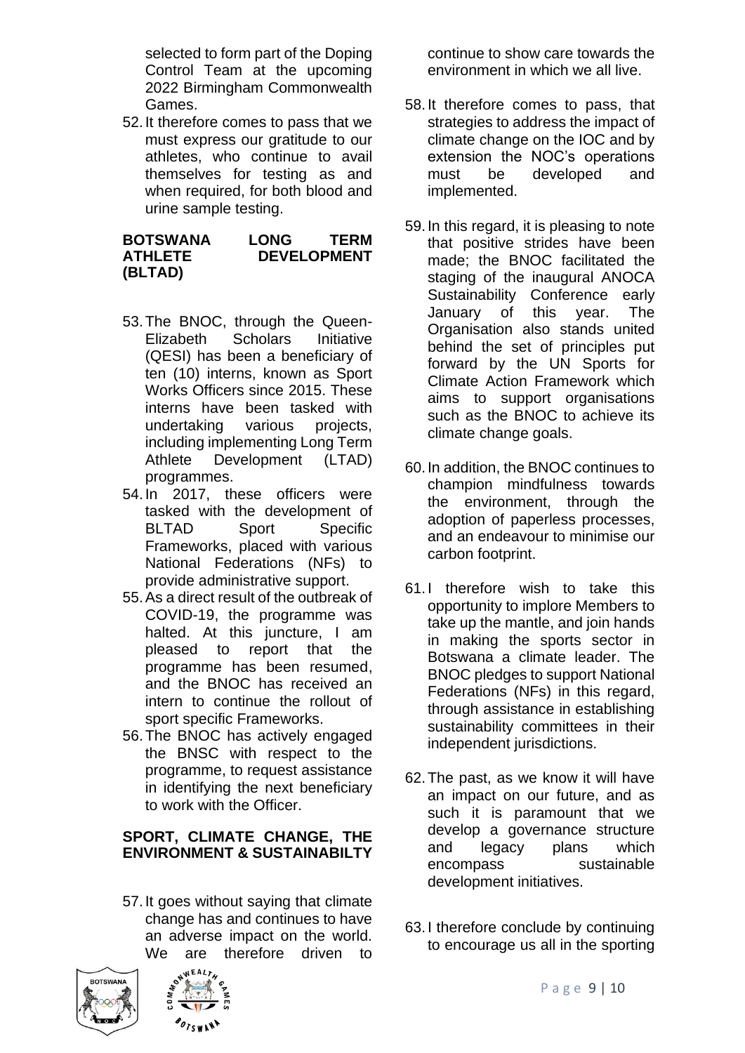selected to form part of the Doping Control Team at the upcoming 2022 Birmingham Commonwealth Games.

52. It therefore comes to pass that we must express our gratitude to our athletes, who continue to avail themselves for testing as and when required, for both blood and urine sample testing.

**BOTSWANA LONG TERM ATHLETE DEVELOPMENT (BLTAD)**

53. The BNOC, through the Queen-Elizabeth Scholars Initiative (QESI) has been a beneficiary of ten (10) interns, known as Sport Works Officers since 2015. These interns have been tasked with undertaking various projects, including implementing Long Term Athlete Development (LTAD) programmes.
54. In 2017, these officers were tasked with the development of BLTAD Sport Specific Frameworks, placed with various National Federations (NFs) to provide administrative support.
55. As a direct result of the outbreak of COVID-19, the programme was halted. At this juncture, I am pleased to report that the programme has been resumed, and the BNOC has received an intern to continue the rollout of sport specific Frameworks.
56. The BNOC has actively engaged the BNSC with respect to the programme, to request assistance in identifying the next beneficiary to work with the Officer.

**SPORT, CLIMATE CHANGE, THE ENVIRONMENT & SUSTAINABILTY**

57. It goes without saying that climate change has and continues to have an adverse impact on the world. We are therefore driven to continue to show care towards the environment in which we all live.

58. It therefore comes to pass, that strategies to address the impact of climate change on the IOC and by extension the NOC's operations must be developed and implemented.

59. In this regard, it is pleasing to note that positive strides have been made; the BNOC facilitated the staging of the inaugural ANOCA Sustainability Conference early January of this year. The Organisation also stands united behind the set of principles put forward by the UN Sports for Climate Action Framework which aims to support organisations such as the BNOC to achieve its climate change goals.

60. In addition, the BNOC continues to champion mindfulness towards the environment, through the adoption of paperless processes, and an endeavour to minimise our carbon footprint.

61. I therefore wish to take this opportunity to implore Members to take up the mantle, and join hands in making the sports sector in Botswana a climate leader. The BNOC pledges to support National Federations (NFs) in this regard, through assistance in establishing sustainability committees in their independent jurisdictions.

62. The past, as we know it will have an impact on our future, and as such it is paramount that we develop a governance structure and legacy plans which encompass sustainable development initiatives.

63. I therefore conclude by continuing to encourage us all in the sporting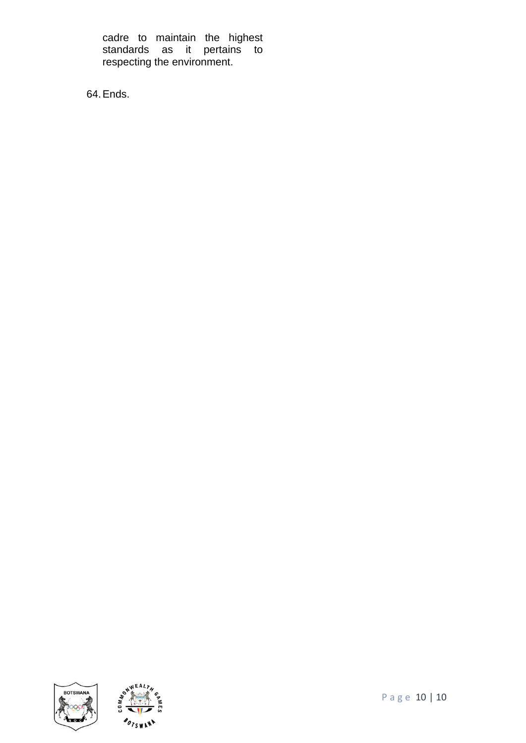cadre to maintain the highest standards as it pertains to respecting the environment.

64. Ends.